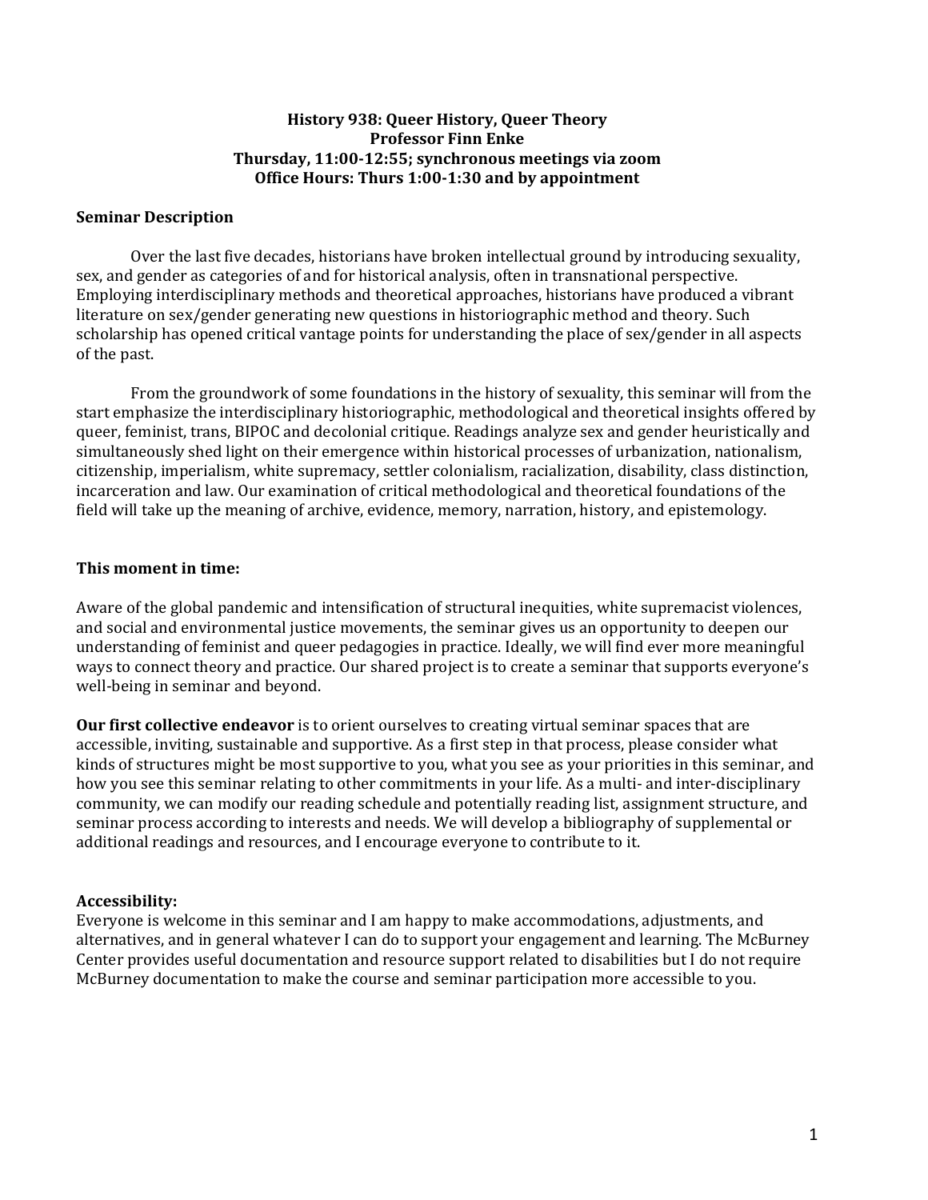# History 938: Queer History, Queer Theory

**Professor Finn Enke**

**Thursday, 11:00-12:55; synchronous meetings via zoom**

**Office Hours: Thurs 1:00-1:30 and by appointment**

## Seminar Description

Over the last five decades, historians have broken intellectual ground by introducing sexuality, sex, and gender as categories of and for historical analysis, often in transnational perspective. Employing interdisciplinary methods and theoretical approaches, historians have produced a vibrant literature on sex/gender generating new questions in historiographic method and theory. Such scholarship has opened critical vantage points for understanding the place of sex/gender in all aspects of the past.

From the groundwork of some foundations in the history of sexuality, this seminar will from the start emphasize the interdisciplinary historiographic, methodological and theoretical insights offered by queer, feminist, trans, BIPOC and decolonial critique. Readings analyze sex and gender heuristically and simultaneously shed light on their emergence within historical processes of urbanization, nationalism, citizenship, imperialism, white supremacy, settler colonialism, racialization, disability, class distinction, incarceration and law. Our examination of critical methodological and theoretical foundations of the field will take up the meaning of archive, evidence, memory, narration, history, and epistemology.

## This moment in time:

Aware of the global pandemic and intensification of structural inequities, white supremacist violences, and social and environmental justice movements, the seminar gives us an opportunity to deepen our understanding of feminist and queer pedagogies in practice. Ideally, we will find ever more meaningful ways to connect theory and practice. Our shared project is to create a seminar that supports everyone's well-being in seminar and beyond.

**Our first collective endeavor** is to orient ourselves to creating virtual seminar spaces that are accessible, inviting, sustainable and supportive. As a first step in that process, please consider what kinds of structures might be most supportive to you, what you see as your priorities in this seminar, and how you see this seminar relating to other commitments in your life. As a multi- and inter-disciplinary community, we can modify our reading schedule and potentially reading list, assignment structure, and seminar process according to interests and needs. We will develop a bibliography of supplemental or additional readings and resources, and I encourage everyone to contribute to it.

## Accessibility:

Everyone is welcome in this seminar and I am happy to make accommodations, adjustments, and alternatives, and in general whatever I can do to support your engagement and learning. The McBurney Center provides useful documentation and resource support related to disabilities but I do not require McBurney documentation to make the course and seminar participation more accessible to you.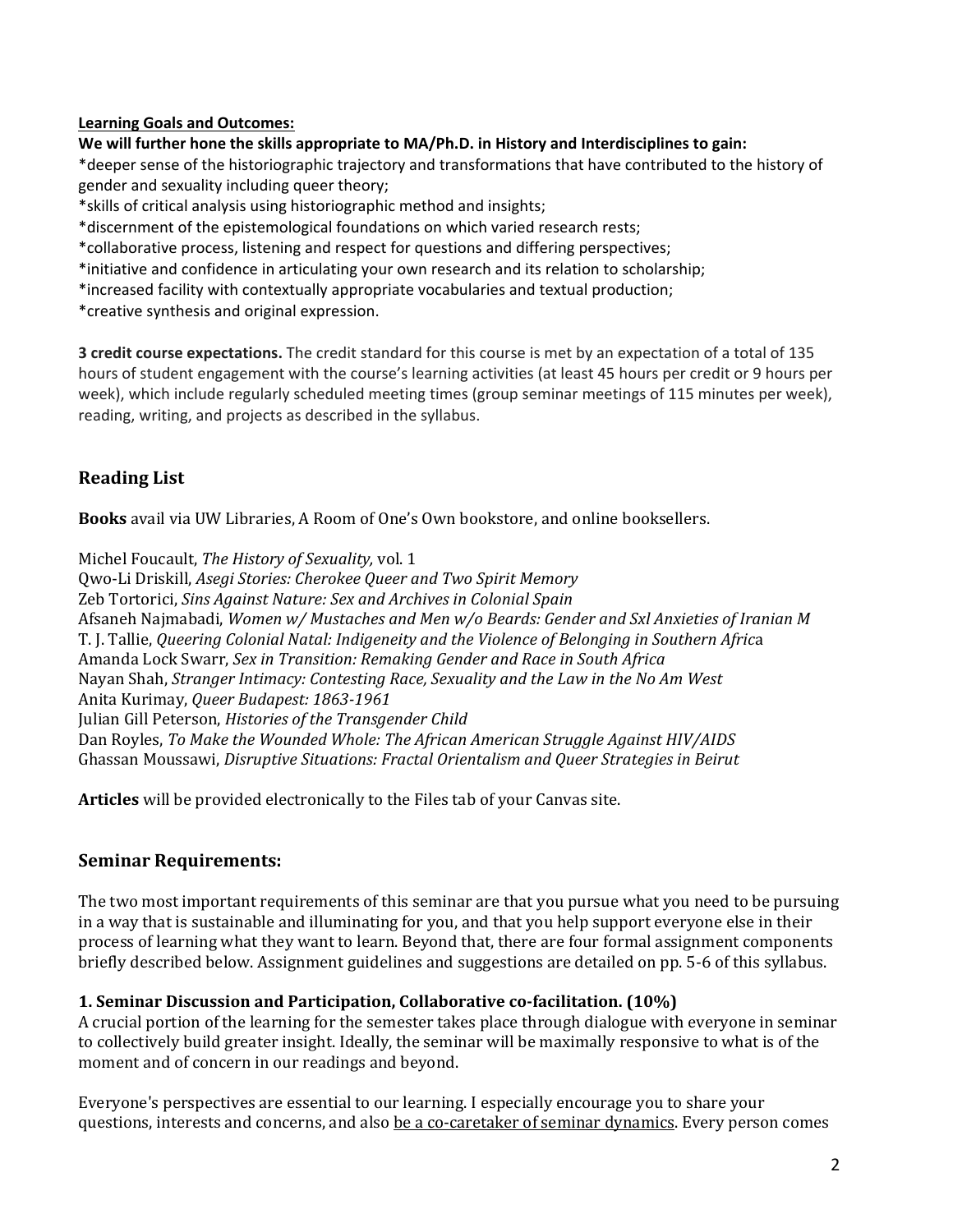**<u>Learning Goals and Outcomes:</u>**

**We will further hone the skills appropriate to MA/Ph.D. in History and Interdisciplines to gain:**

*deeper sense of the historiographic trajectory and transformations that have contributed to the history of gender and sexuality including queer theory;
*skills of critical analysis using historiographic method and insights;
*discernment of the epistemological foundations on which varied research rests;
*collaborative process, listening and respect for questions and differing perspectives;
*initiative and confidence in articulating your own research and its relation to scholarship;
*increased facility with contextually appropriate vocabularies and textual production;
*creative synthesis and original expression.

**3 credit course expectations.** The credit standard for this course is met by an expectation of a total of 135 hours of student engagement with the course's learning activities (at least 45 hours per credit or 9 hours per week), which include regularly scheduled meeting times (group seminar meetings of 115 minutes per week), reading, writing, and projects as described in the syllabus.

## Reading List

**Books** avail via UW Libraries, A Room of One's Own bookstore, and online booksellers.

Michel Foucault, *The History of Sexuality,* vol. 1
Qwo-Li Driskill, *Asegi Stories: Cherokee Queer and Two Spirit Memory*
Zeb Tortorici, *Sins Against Nature: Sex and Archives in Colonial Spain*
Afsaneh Najmabadi, *Women w/ Mustaches and Men w/o Beards: Gender and Sxl Anxieties of Iranian M*
T. J. Tallie, *Queering Colonial Natal: Indigeneity and the Violence of Belonging in Southern Africa*
Amanda Lock Swarr, *Sex in Transition: Remaking Gender and Race in South Africa*
Nayan Shah, *Stranger Intimacy: Contesting Race, Sexuality and the Law in the No Am West*
Anita Kurimay, *Queer Budapest: 1863-1961*
Julian Gill Peterson, *Histories of the Transgender Child*
Dan Royles, *To Make the Wounded Whole: The African American Struggle Against HIV/AIDS*
Ghassan Moussawi, *Disruptive Situations: Fractal Orientalism and Queer Strategies in Beirut*

**Articles** will be provided electronically to the Files tab of your Canvas site.

## Seminar Requirements:

The two most important requirements of this seminar are that you pursue what you need to be pursuing in a way that is sustainable and illuminating for you, and that you help support everyone else in their process of learning what they want to learn. Beyond that, there are four formal assignment components briefly described below. Assignment guidelines and suggestions are detailed on pp. 5-6 of this syllabus.

### 1. Seminar Discussion and Participation, Collaborative co-facilitation. (10%)

A crucial portion of the learning for the semester takes place through dialogue with everyone in seminar to collectively build greater insight. Ideally, the seminar will be maximally responsive to what is of the moment and of concern in our readings and beyond.

Everyone's perspectives are essential to our learning. I especially encourage you to share your questions, interests and concerns, and also <u>be a co-caretaker of seminar dynamics</u>. Every person comes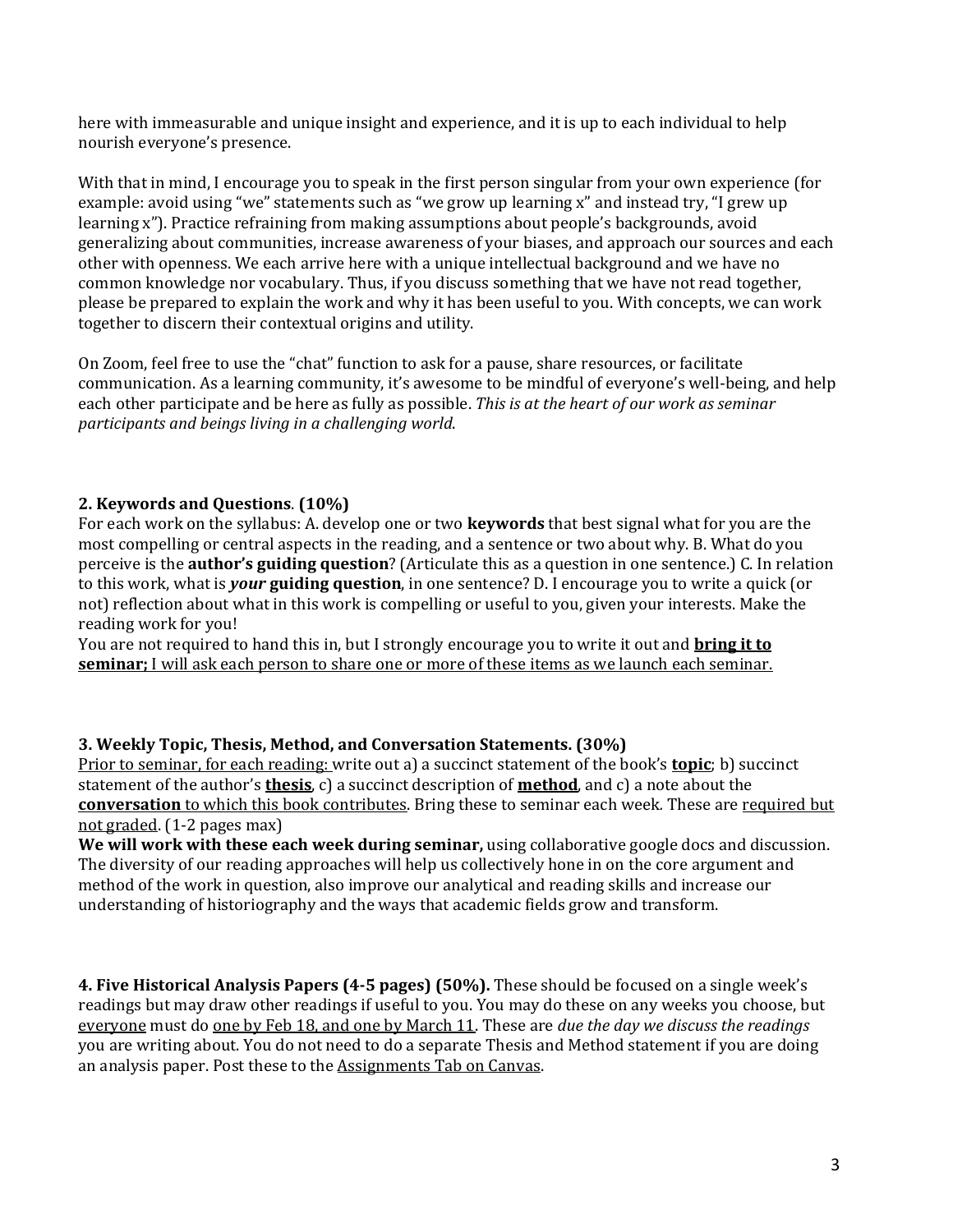here with immeasurable and unique insight and experience, and it is up to each individual to help nourish everyone's presence.

With that in mind, I encourage you to speak in the first person singular from your own experience (for example: avoid using "we" statements such as "we grow up learning x" and instead try, "I grew up learning x"). Practice refraining from making assumptions about people's backgrounds, avoid generalizing about communities, increase awareness of your biases, and approach our sources and each other with openness. We each arrive here with a unique intellectual background and we have no common knowledge nor vocabulary. Thus, if you discuss something that we have not read together, please be prepared to explain the work and why it has been useful to you. With concepts, we can work together to discern their contextual origins and utility.

On Zoom, feel free to use the "chat" function to ask for a pause, share resources, or facilitate communication. As a learning community, it's awesome to be mindful of everyone's well-being, and help each other participate and be here as fully as possible. *This is at the heart of our work as seminar participants and beings living in a challenging world*.

**2. Keywords and Questions**. **(10%)**
For each work on the syllabus: A. develop one or two **keywords** that best signal what for you are the most compelling or central aspects in the reading, and a sentence or two about why. B. What do you perceive is the **author's guiding question**? (Articulate this as a question in one sentence.) C. In relation to this work, what is ***your*** **guiding question**, in one sentence? D. I encourage you to write a quick (or not) reflection about what in this work is compelling or useful to you, given your interests. Make the reading work for you!
You are not required to hand this in, but I strongly encourage you to write it out and **bring it to seminar;** I will ask each person to share one or more of these items as we launch each seminar.

**3. Weekly Topic, Thesis, Method, and Conversation Statements. (30%)**
Prior to seminar, for each reading: write out a) a succinct statement of the book's **topic**; b) succinct statement of the author's **thesis**, c) a succinct description of **method**, and c) a note about the **conversation** to which this book contributes. Bring these to seminar each week. These are required but not graded. (1-2 pages max)
**We will work with these each week during seminar,** using collaborative google docs and discussion. The diversity of our reading approaches will help us collectively hone in on the core argument and method of the work in question, also improve our analytical and reading skills and increase our understanding of historiography and the ways that academic fields grow and transform.

**4. Five Historical Analysis Papers (4-5 pages) (50%).** These should be focused on a single week's readings but may draw other readings if useful to you. You may do these on any weeks you choose, but everyone must do one by Feb 18, and one by March 11. These are *due the day we discuss the readings* you are writing about. You do not need to do a separate Thesis and Method statement if you are doing an analysis paper. Post these to the Assignments Tab on Canvas.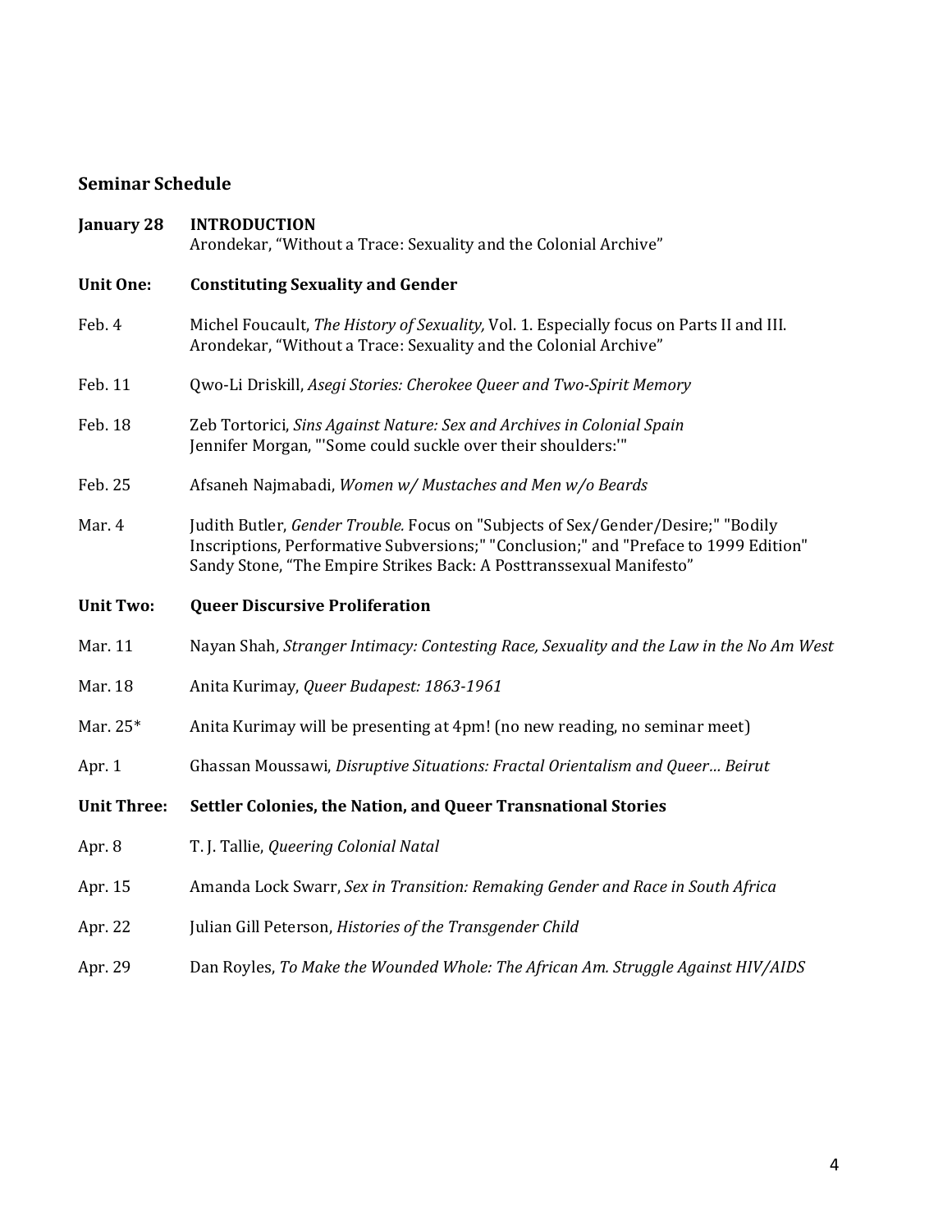## Seminar Schedule

**January 28** **INTRODUCTION**
Arondekar, "Without a Trace: Sexuality and the Colonial Archive"

### Unit One: Constituting Sexuality and Gender

**Feb. 4** Michel Foucault, *The History of Sexuality,* Vol. 1. Especially focus on Parts II and III.
Arondekar, "Without a Trace: Sexuality and the Colonial Archive"

**Feb. 11** Qwo-Li Driskill, *Asegi Stories: Cherokee Queer and Two-Spirit Memory*

**Feb. 18** Zeb Tortorici, *Sins Against Nature: Sex and Archives in Colonial Spain*
Jennifer Morgan, "'Some could suckle over their shoulders:'"

**Feb. 25** Afsaneh Najmabadi, *Women w/ Mustaches and Men w/o Beards*

**Mar. 4** Judith Butler, *Gender Trouble.* Focus on "Subjects of Sex/Gender/Desire;" "Bodily Inscriptions, Performative Subversions;" "Conclusion;" and "Preface to 1999 Edition"
Sandy Stone, "The Empire Strikes Back: A Posttranssexual Manifesto"

### Unit Two: Queer Discursive Proliferation

**Mar. 11** Nayan Shah, *Stranger Intimacy: Contesting Race, Sexuality and the Law in the No Am West*

**Mar. 18** Anita Kurimay, *Queer Budapest: 1863-1961*

**Mar. 25*** Anita Kurimay will be presenting at 4pm! (no new reading, no seminar meet)

**Apr. 1** Ghassan Moussawi, *Disruptive Situations: Fractal Orientalism and Queer… Beirut*

### Unit Three: Settler Colonies, the Nation, and Queer Transnational Stories

**Apr. 8** T. J. Tallie, *Queering Colonial Natal*

**Apr. 15** Amanda Lock Swarr, *Sex in Transition: Remaking Gender and Race in South Africa*

**Apr. 22** Julian Gill Peterson, *Histories of the Transgender Child*

**Apr. 29** Dan Royles, *To Make the Wounded Whole: The African Am. Struggle Against HIV/AIDS*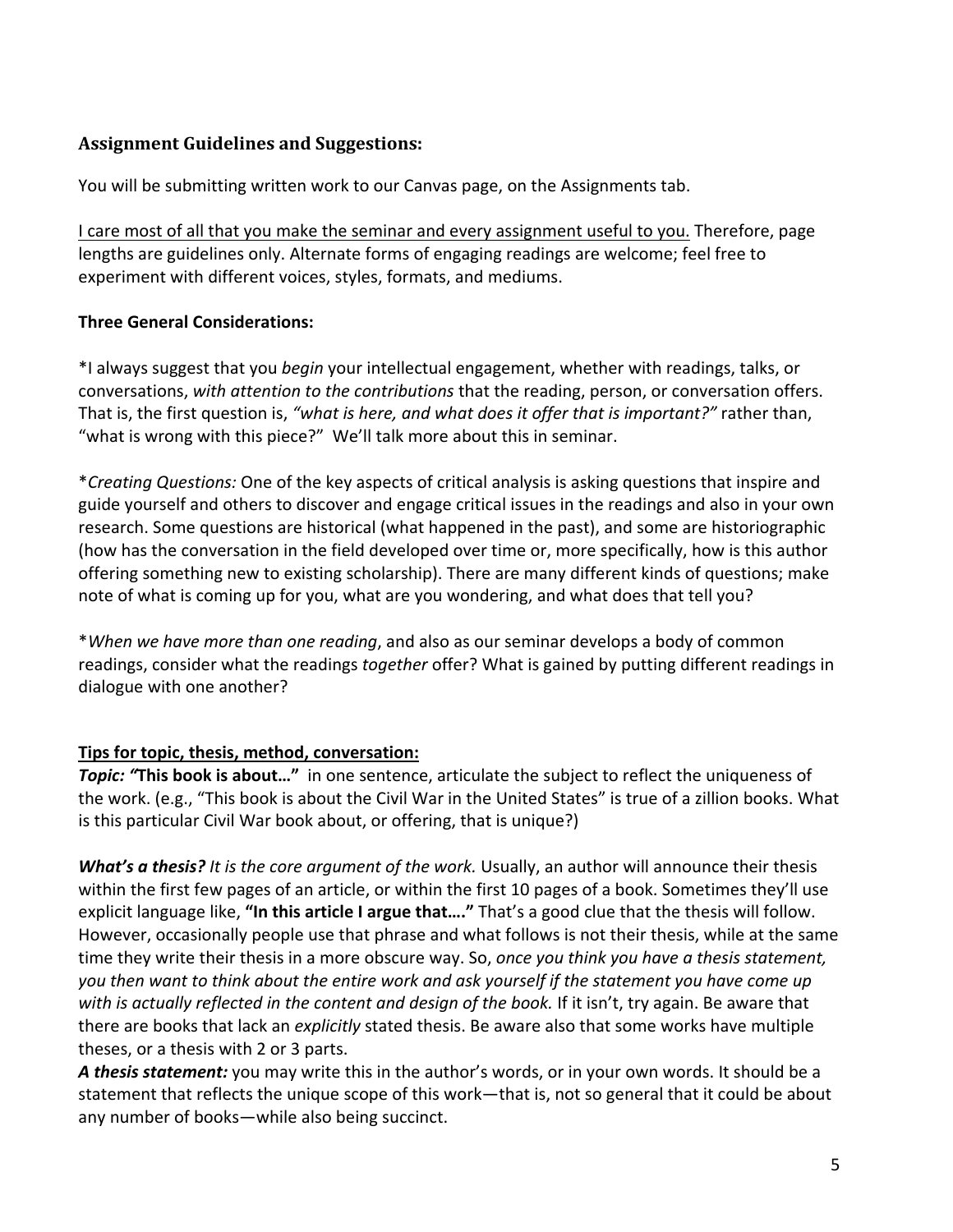### Assignment Guidelines and Suggestions:

You will be submitting written work to our Canvas page, on the Assignments tab.

<u>I care most of all that you make the seminar and every assignment useful to you.</u> Therefore, page lengths are guidelines only. Alternate forms of engaging readings are welcome; feel free to experiment with different voices, styles, formats, and mediums.

**Three General Considerations:**

*I always suggest that you *begin* your intellectual engagement, whether with readings, talks, or conversations, *with attention to the contributions* that the reading, person, or conversation offers. That is, the first question is, *"what is here, and what does it offer that is important?"* rather than, "what is wrong with this piece?" We'll talk more about this in seminar.

**Creating Questions:* One of the key aspects of critical analysis is asking questions that inspire and guide yourself and others to discover and engage critical issues in the readings and also in your own research. Some questions are historical (what happened in the past), and some are historiographic (how has the conversation in the field developed over time or, more specifically, how is this author offering something new to existing scholarship). There are many different kinds of questions; make note of what is coming up for you, what are you wondering, and what does that tell you?

**When we have more than one reading*, and also as our seminar develops a body of common readings, consider what the readings *together* offer? What is gained by putting different readings in dialogue with one another?

**<u>Tips for topic, thesis, method, conversation:</u>**

***Topic: "*This book is about…"** in one sentence, articulate the subject to reflect the uniqueness of the work. (e.g., "This book is about the Civil War in the United States" is true of a zillion books. What is this particular Civil War book about, or offering, that is unique?)

***What's a thesis?*** *It is the core argument of the work.* Usually, an author will announce their thesis within the first few pages of an article, or within the first 10 pages of a book. Sometimes they'll use explicit language like, **"In this article I argue that…."** That's a good clue that the thesis will follow. However, occasionally people use that phrase and what follows is not their thesis, while at the same time they write their thesis in a more obscure way. So, *once you think you have a thesis statement, you then want to think about the entire work and ask yourself if the statement you have come up with is actually reflected in the content and design of the book.* If it isn't, try again. Be aware that there are books that lack an *explicitly* stated thesis. Be aware also that some works have multiple theses, or a thesis with 2 or 3 parts.

***A thesis statement:*** you may write this in the author's words, or in your own words. It should be a statement that reflects the unique scope of this work—that is, not so general that it could be about any number of books—while also being succinct.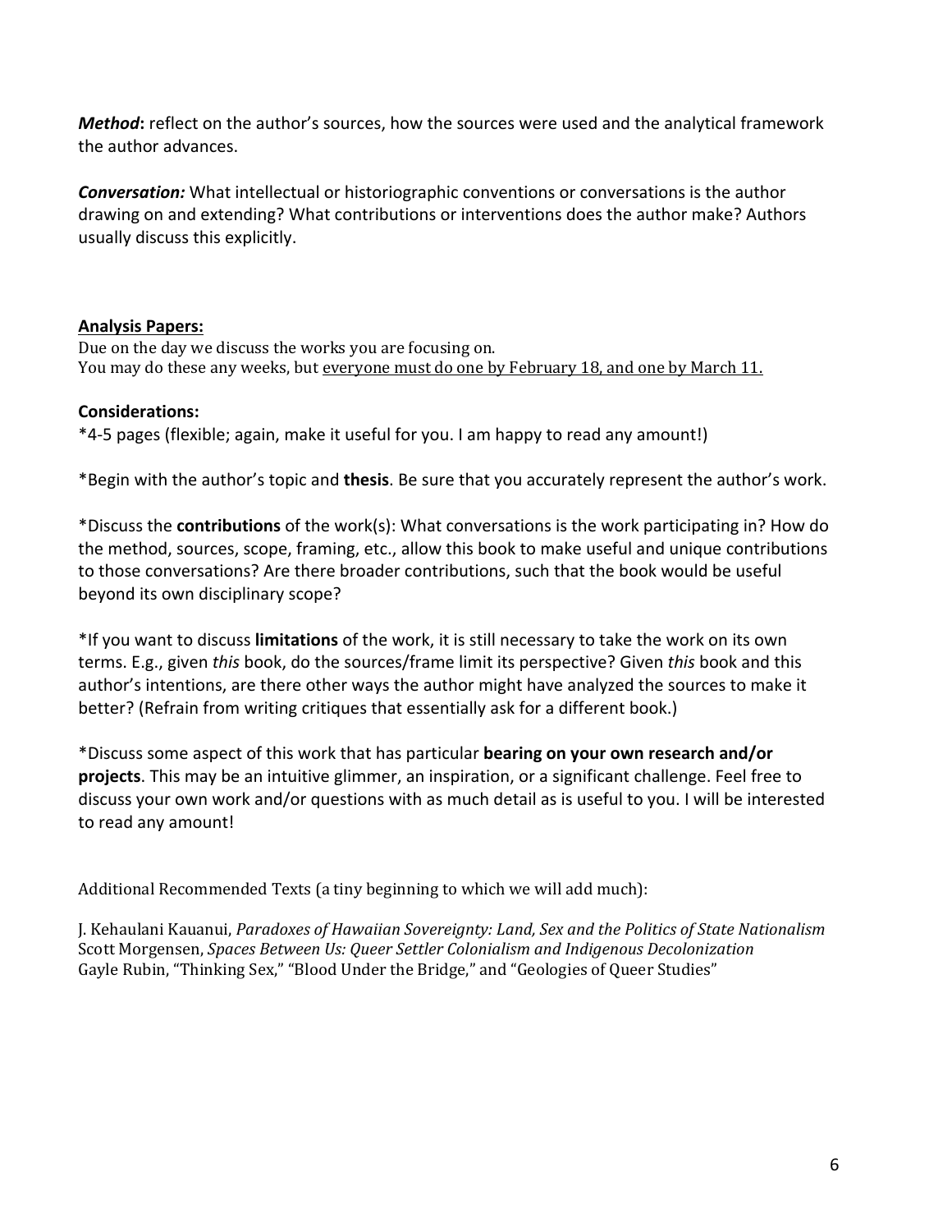***Method*:** reflect on the author's sources, how the sources were used and the analytical framework the author advances.

***Conversation:*** What intellectual or historiographic conventions or conversations is the author drawing on and extending? What contributions or interventions does the author make? Authors usually discuss this explicitly.

**Analysis Papers:**

Due on the day we discuss the works you are focusing on.
You may do these any weeks, but everyone must do one by February 18, and one by March 11.

**Considerations:**

*4-5 pages (flexible; again, make it useful for you. I am happy to read any amount!)

*Begin with the author's topic and **thesis**. Be sure that you accurately represent the author's work.

*Discuss the **contributions** of the work(s): What conversations is the work participating in? How do the method, sources, scope, framing, etc., allow this book to make useful and unique contributions to those conversations? Are there broader contributions, such that the book would be useful beyond its own disciplinary scope?

*If you want to discuss **limitations** of the work, it is still necessary to take the work on its own terms. E.g., given *this* book, do the sources/frame limit its perspective? Given *this* book and this author's intentions, are there other ways the author might have analyzed the sources to make it better? (Refrain from writing critiques that essentially ask for a different book.)

*Discuss some aspect of this work that has particular **bearing on your own research and/or projects**. This may be an intuitive glimmer, an inspiration, or a significant challenge. Feel free to discuss your own work and/or questions with as much detail as is useful to you. I will be interested to read any amount!

Additional Recommended Texts (a tiny beginning to which we will add much):

J. Kehaulani Kauanui, *Paradoxes of Hawaiian Sovereignty: Land, Sex and the Politics of State Nationalism*
Scott Morgensen, *Spaces Between Us: Queer Settler Colonialism and Indigenous Decolonization*
Gayle Rubin, "Thinking Sex," "Blood Under the Bridge," and "Geologies of Queer Studies"